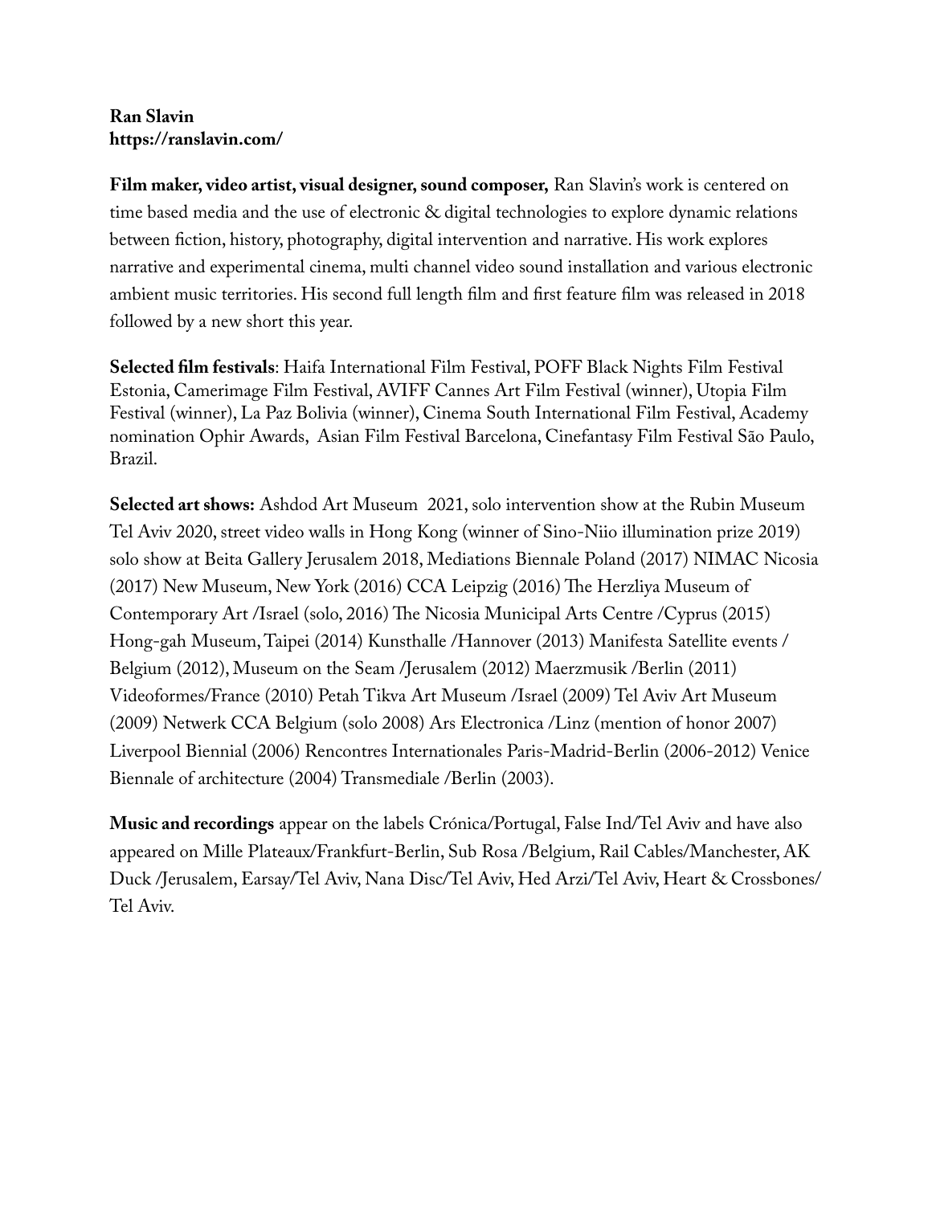**Ran Slavin**
**https://ranslavin.com/**

**Film maker, video artist, visual designer, sound composer,** Ran Slavin's work is centered on time based media and the use of electronic & digital technologies to explore dynamic relations between fiction, history, photography, digital intervention and narrative. His work explores narrative and experimental cinema, multi channel video sound installation and various electronic ambient music territories. His second full length film and first feature film was released in 2018 followed by a new short this year.

**Selected film festivals**: Haifa International Film Festival, POFF Black Nights Film Festival Estonia, Camerimage Film Festival, AVIFF Cannes Art Film Festival (winner), Utopia Film Festival (winner), La Paz Bolivia (winner), Cinema South International Film Festival, Academy nomination Ophir Awards, Asian Film Festival Barcelona, Cinefantasy Film Festival São Paulo, Brazil.

**Selected art shows:** Ashdod Art Museum 2021, solo intervention show at the Rubin Museum Tel Aviv 2020, street video walls in Hong Kong (winner of Sino-Niio illumination prize 2019) solo show at Beita Gallery Jerusalem 2018, Mediations Biennale Poland (2017) NIMAC Nicosia (2017) New Museum, New York (2016) CCA Leipzig (2016) The Herzliya Museum of Contemporary Art /Israel (solo, 2016) The Nicosia Municipal Arts Centre /Cyprus (2015) Hong-gah Museum, Taipei (2014) Kunsthalle /Hannover (2013) Manifesta Satellite events / Belgium (2012), Museum on the Seam /Jerusalem (2012) Maerzmusik /Berlin (2011) Videoformes/France (2010) Petah Tikva Art Museum /Israel (2009) Tel Aviv Art Museum (2009) Netwerk CCA Belgium (solo 2008) Ars Electronica /Linz (mention of honor 2007) Liverpool Biennial (2006) Rencontres Internationales Paris-Madrid-Berlin (2006-2012) Venice Biennale of architecture (2004) Transmediale /Berlin (2003).

**Music and recordings** appear on the labels Crónica/Portugal, False Ind/Tel Aviv and have also appeared on Mille Plateaux/Frankfurt-Berlin, Sub Rosa /Belgium, Rail Cables/Manchester, AK Duck /Jerusalem, Earsay/Tel Aviv, Nana Disc/Tel Aviv, Hed Arzi/Tel Aviv, Heart & Crossbones/ Tel Aviv.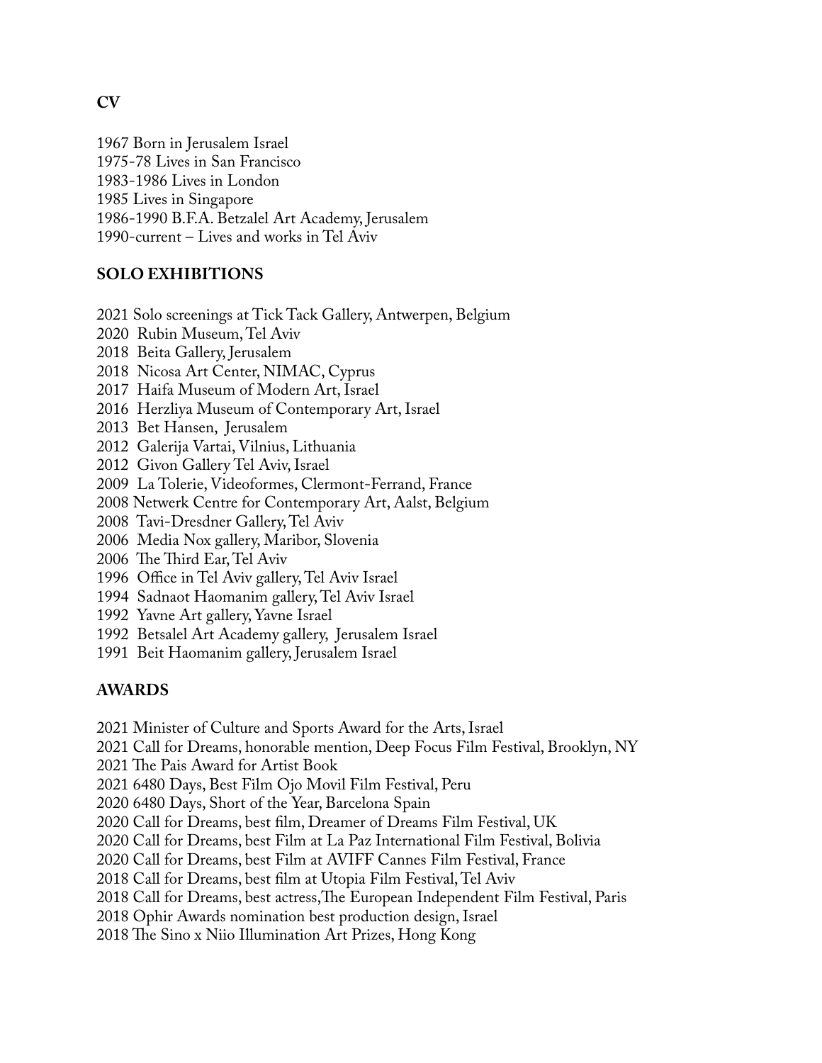**CV**

1967 Born in Jerusalem Israel
1975-78 Lives in San Francisco
1983-1986 Lives in London
1985 Lives in Singapore
1986-1990 B.F.A. Betzalel Art Academy, Jerusalem
1990-current – Lives and works in Tel Aviv

## SOLO EXHIBITIONS

2021 Solo screenings at Tick Tack Gallery, Antwerpen, Belgium
2020 Rubin Museum, Tel Aviv
2018 Beita Gallery, Jerusalem
2018 Nicosa Art Center, NIMAC, Cyprus
2017 Haifa Museum of Modern Art, Israel
2016 Herzliya Museum of Contemporary Art, Israel
2013 Bet Hansen, Jerusalem
2012 Galerija Vartai, Vilnius, Lithuania
2012 Givon Gallery Tel Aviv, Israel
2009 La Tolerie, Videoformes, Clermont-Ferrand, France
2008 Netwerk Centre for Contemporary Art, Aalst, Belgium
2008 Tavi-Dresdner Gallery, Tel Aviv
2006 Media Nox gallery, Maribor, Slovenia
2006 The Third Ear, Tel Aviv
1996 Office in Tel Aviv gallery, Tel Aviv Israel
1994 Sadnaot Haomanim gallery, Tel Aviv Israel
1992 Yavne Art gallery, Yavne Israel
1992 Betsalel Art Academy gallery, Jerusalem Israel
1991 Beit Haomanim gallery, Jerusalem Israel

## AWARDS

2021 Minister of Culture and Sports Award for the Arts, Israel
2021 Call for Dreams, honorable mention, Deep Focus Film Festival, Brooklyn, NY
2021 The Pais Award for Artist Book
2021 6480 Days, Best Film Ojo Movil Film Festival, Peru
2020 6480 Days, Short of the Year, Barcelona Spain
2020 Call for Dreams, best film, Dreamer of Dreams Film Festival, UK
2020 Call for Dreams, best Film at La Paz International Film Festival, Bolivia
2020 Call for Dreams, best Film at AVIFF Cannes Film Festival, France
2018 Call for Dreams, best film at Utopia Film Festival, Tel Aviv
2018 Call for Dreams, best actress, The European Independent Film Festival, Paris
2018 Ophir Awards nomination best production design, Israel
2018 The Sino x Niio Illumination Art Prizes, Hong Kong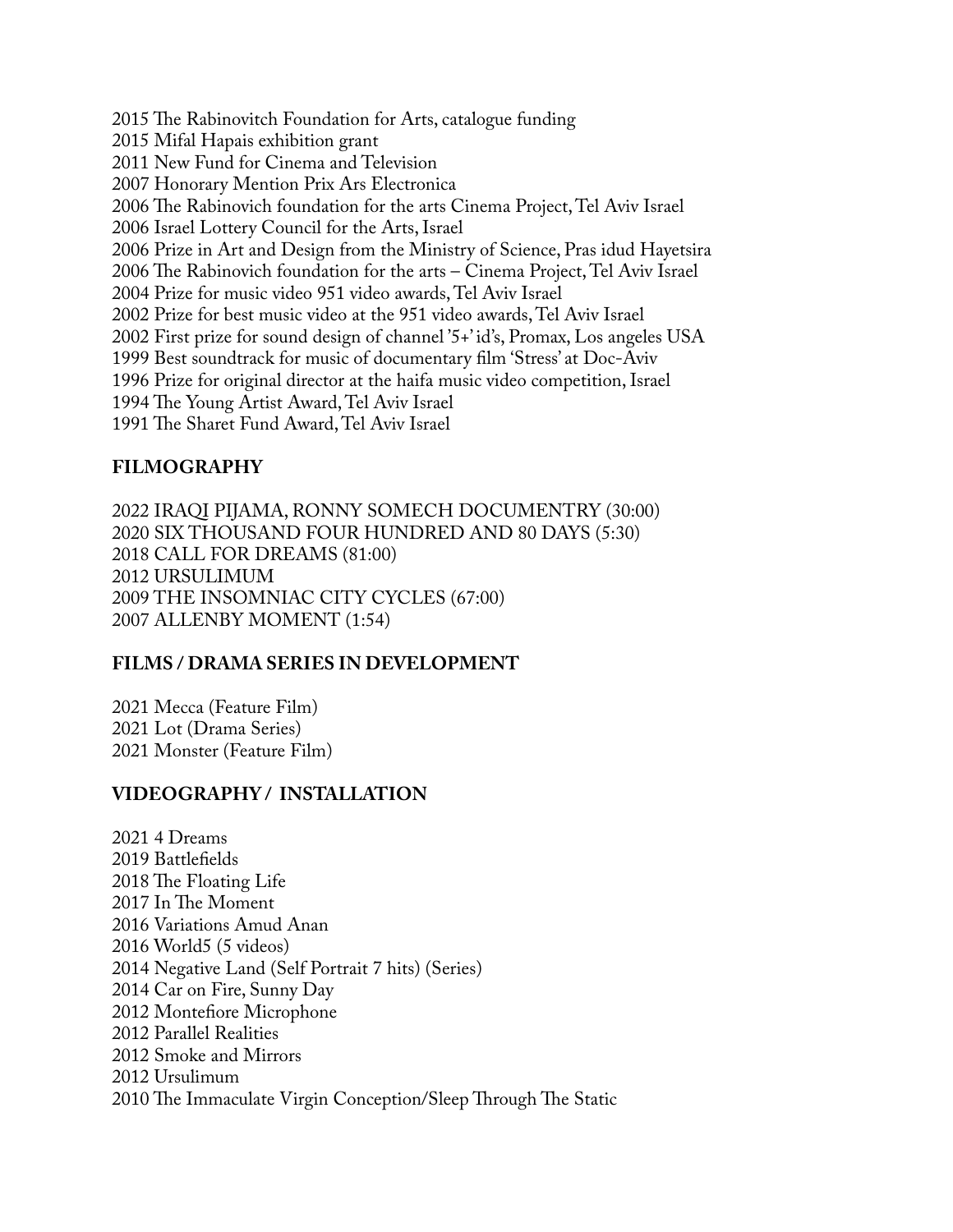2015 The Rabinovitch Foundation for Arts, catalogue funding  
2015 Mifal Hapais exhibition grant  
2011 New Fund for Cinema and Television  
2007 Honorary Mention Prix Ars Electronica  
2006 The Rabinovich foundation for the arts Cinema Project, Tel Aviv Israel  
2006 Israel Lottery Council for the Arts, Israel  
2006 Prize in Art and Design from the Ministry of Science, Pras idud Hayetsira  
2006 The Rabinovich foundation for the arts – Cinema Project, Tel Aviv Israel  
2004 Prize for music video 951 video awards, Tel Aviv Israel  
2002 Prize for best music video at the 951 video awards, Tel Aviv Israel  
2002 First prize for sound design of channel '5+' id's, Promax, Los angeles USA  
1999 Best soundtrack for music of documentary film 'Stress' at Doc-Aviv  
1996 Prize for original director at the haifa music video competition, Israel  
1994 The Young Artist Award, Tel Aviv Israel  
1991 The Sharet Fund Award, Tel Aviv Israel

## FILMOGRAPHY

2022 IRAQI PIJAMA, RONNY SOMECH DOCUMENTRY (30:00)  
2020 SIX THOUSAND FOUR HUNDRED AND 80 DAYS (5:30)  
2018 CALL FOR DREAMS (81:00)  
2012 URSULIMUM  
2009 THE INSOMNIAC CITY CYCLES (67:00)  
2007 ALLENBY MOMENT (1:54)

## FILMS / DRAMA SERIES IN DEVELOPMENT

2021 Mecca (Feature Film)  
2021 Lot (Drama Series)  
2021 Monster (Feature Film)

## VIDEOGRAPHY / INSTALLATION

2021 4 Dreams  
2019 Battlefields  
2018 The Floating Life  
2017 In The Moment  
2016 Variations Amud Anan  
2016 World5 (5 videos)  
2014 Negative Land (Self Portrait 7 hits) (Series)  
2014 Car on Fire, Sunny Day  
2012 Montefiore Microphone  
2012 Parallel Realities  
2012 Smoke and Mirrors  
2012 Ursulimum  
2010 The Immaculate Virgin Conception/Sleep Through The Static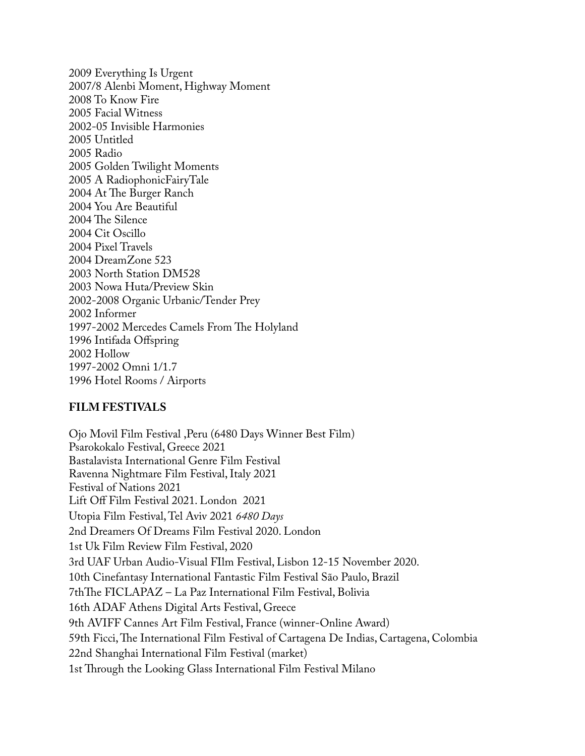2009 Everything Is Urgent
2007/8 Alenbi Moment, Highway Moment
2008 To Know Fire
2005 Facial Witness
2002-05 Invisible Harmonies
2005 Untitled
2005 Radio
2005 Golden Twilight Moments
2005 A RadiophonicFairyTale
2004 At The Burger Ranch
2004 You Are Beautiful
2004 The Silence
2004 Cit Oscillo
2004 Pixel Travels
2004 DreamZone 523
2003 North Station DM528
2003 Nowa Huta/Preview Skin
2002-2008 Organic Urbanic/Tender Prey
2002 Informer
1997-2002 Mercedes Camels From The Holyland
1996 Intifada Offspring
2002 Hollow
1997-2002 Omni 1/1.7
1996 Hotel Rooms / Airports

**FILM FESTIVALS**

Ojo Movil Film Festival ,Peru (6480 Days Winner Best Film)
Psarokokalo Festival, Greece 2021
Bastalavista International Genre Film Festival
Ravenna Nightmare Film Festival, Italy 2021
Festival of Nations 2021
Lift Off Film Festival 2021. London 2021
Utopia Film Festival, Tel Aviv 2021 *6480 Days*
2nd Dreamers Of Dreams Film Festival 2020. London
1st Uk Film Review Film Festival, 2020
3rd UAF Urban Audio-Visual FIlm Festival, Lisbon 12-15 November 2020.
10th Cinefantasy International Fantastic Film Festival São Paulo, Brazil
7thThe FICLAPAZ – La Paz International Film Festival, Bolivia
16th ADAF Athens Digital Arts Festival, Greece
9th AVIFF Cannes Art Film Festival, France (winner-Online Award)
59th Ficci, The International Film Festival of Cartagena De Indias, Cartagena, Colombia
22nd Shanghai International Film Festival (market)
1st Through the Looking Glass International Film Festival Milano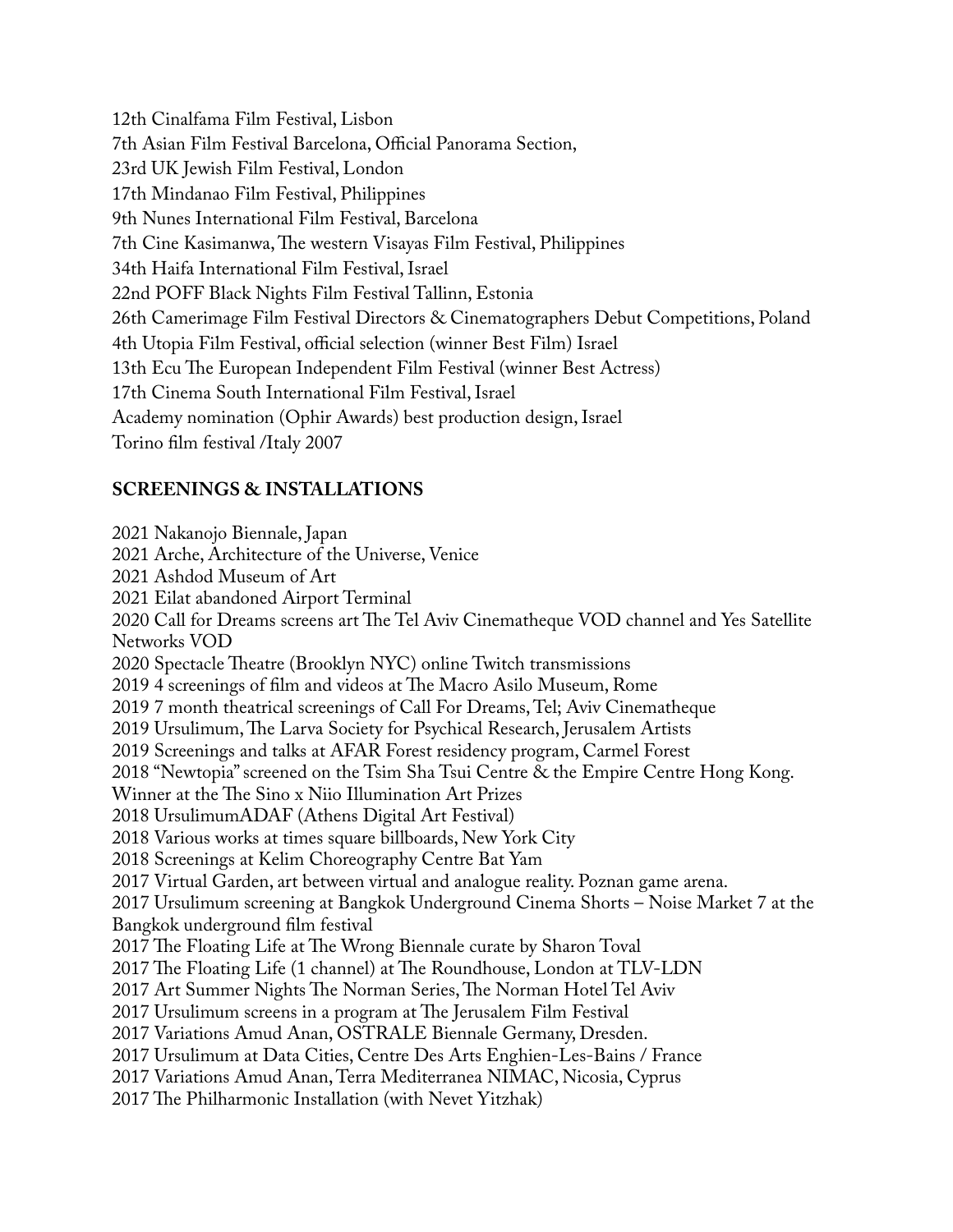12th Cinalfama Film Festival, Lisbon
7th Asian Film Festival Barcelona, Official Panorama Section,
23rd UK Jewish Film Festival, London
17th Mindanao Film Festival, Philippines
9th Nunes International Film Festival, Barcelona
7th Cine Kasimanwa, The western Visayas Film Festival, Philippines
34th Haifa International Film Festival, Israel
22nd POFF Black Nights Film Festival Tallinn, Estonia
26th Camerimage Film Festival Directors & Cinematographers Debut Competitions, Poland
4th Utopia Film Festival, official selection (winner Best Film) Israel
13th Ecu The European Independent Film Festival (winner Best Actress)
17th Cinema South International Film Festival, Israel
Academy nomination (Ophir Awards) best production design, Israel
Torino film festival /Italy 2007

**SCREENINGS & INSTALLATIONS**

2021 Nakanojo Biennale, Japan
2021 Arche, Architecture of the Universe, Venice
2021 Ashdod Museum of Art
2021 Eilat abandoned Airport Terminal
2020 Call for Dreams screens art The Tel Aviv Cinematheque VOD channel and Yes Satellite Networks VOD
2020 Spectacle Theatre (Brooklyn NYC) online Twitch transmissions
2019 4 screenings of film and videos at The Macro Asilo Museum, Rome
2019 7 month theatrical screenings of Call For Dreams, Tel; Aviv Cinematheque
2019 Ursulimum, The Larva Society for Psychical Research, Jerusalem Artists
2019 Screenings and talks at AFAR Forest residency program, Carmel Forest
2018 "Newtopia" screened on the Tsim Sha Tsui Centre & the Empire Centre Hong Kong. Winner at the The Sino x Niio Illumination Art Prizes
2018 UrsulimumADAF (Athens Digital Art Festival)
2018 Various works at times square billboards, New York City
2018 Screenings at Kelim Choreography Centre Bat Yam
2017 Virtual Garden, art between virtual and analogue reality. Poznan game arena.
2017 Ursulimum screening at Bangkok Underground Cinema Shorts – Noise Market 7 at the Bangkok underground film festival
2017 The Floating Life at The Wrong Biennale curate by Sharon Toval
2017 The Floating Life (1 channel) at The Roundhouse, London at TLV-LDN
2017 Art Summer Nights The Norman Series, The Norman Hotel Tel Aviv
2017 Ursulimum screens in a program at The Jerusalem Film Festival
2017 Variations Amud Anan, OSTRALE Biennale Germany, Dresden.
2017 Ursulimum at Data Cities, Centre Des Arts Enghien-Les-Bains / France
2017 Variations Amud Anan, Terra Mediterranea NIMAC, Nicosia, Cyprus
2017 The Philharmonic Installation (with Nevet Yitzhak)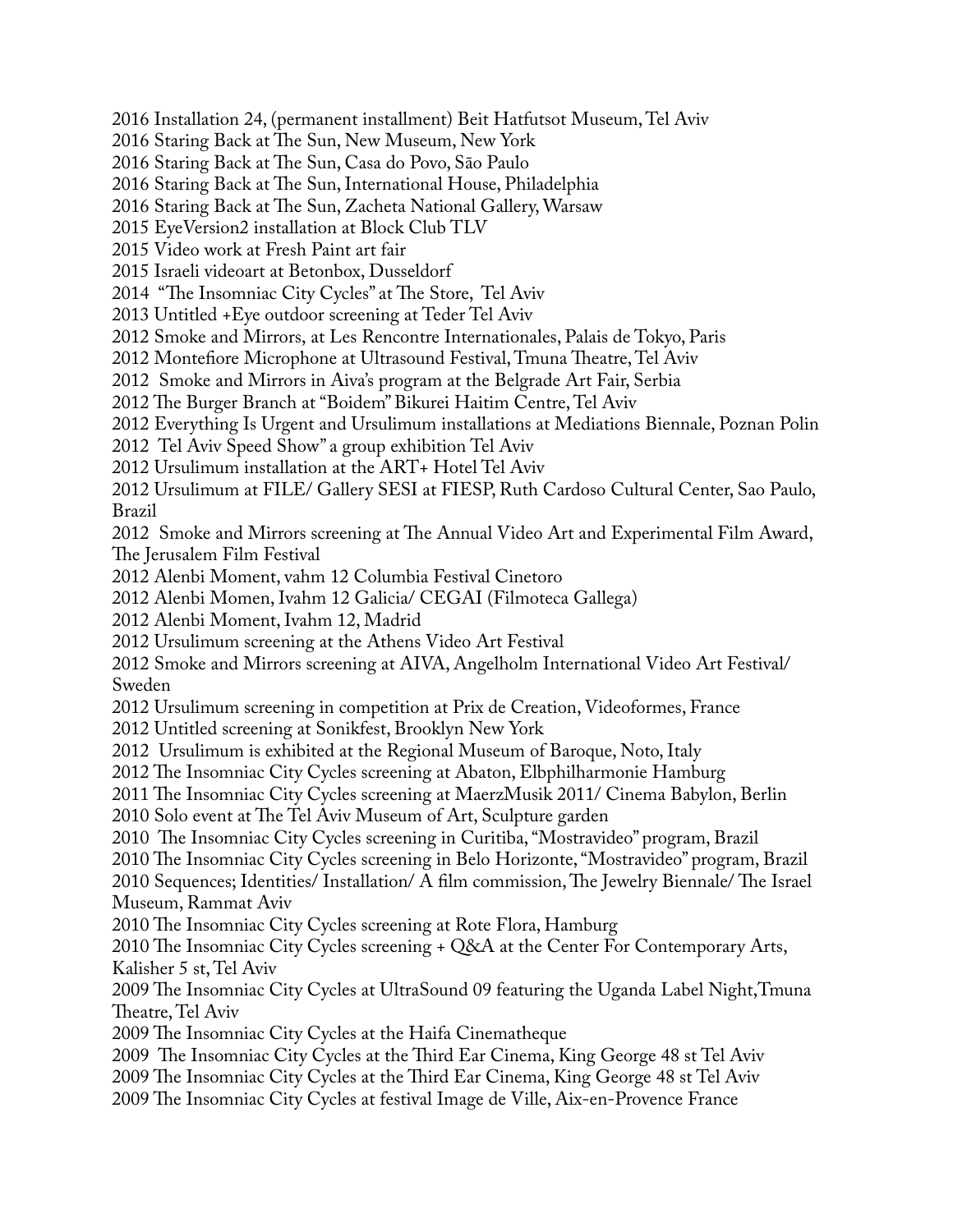2016 Installation 24, (permanent installment) Beit Hatfutsot Museum, Tel Aviv
2016 Staring Back at The Sun, New Museum, New York
2016 Staring Back at The Sun, Casa do Povo, São Paulo
2016 Staring Back at The Sun, International House, Philadelphia
2016 Staring Back at The Sun, Zacheta National Gallery, Warsaw
2015 EyeVersion2 installation at Block Club TLV
2015 Video work at Fresh Paint art fair
2015 Israeli videoart at Betonbox, Dusseldorf
2014 "The Insomniac City Cycles" at The Store, Tel Aviv
2013 Untitled +Eye outdoor screening at Teder Tel Aviv
2012 Smoke and Mirrors, at Les Rencontre Internationales, Palais de Tokyo, Paris
2012 Montefiore Microphone at Ultrasound Festival, Tmuna Theatre, Tel Aviv
2012 Smoke and Mirrors in Aiva's program at the Belgrade Art Fair, Serbia
2012 The Burger Branch at "Boidem" Bikurei Haitim Centre, Tel Aviv
2012 Everything Is Urgent and Ursulimum installations at Mediations Biennale, Poznan Polin
2012 Tel Aviv Speed Show" a group exhibition Tel Aviv
2012 Ursulimum installation at the ART+ Hotel Tel Aviv
2012 Ursulimum at FILE/ Gallery SESI at FIESP, Ruth Cardoso Cultural Center, Sao Paulo, Brazil
2012 Smoke and Mirrors screening at The Annual Video Art and Experimental Film Award, The Jerusalem Film Festival
2012 Alenbi Moment, vahm 12 Columbia Festival Cinetoro
2012 Alenbi Momen, Ivahm 12 Galicia/ CEGAI (Filmoteca Gallega)
2012 Alenbi Moment, Ivahm 12, Madrid
2012 Ursulimum screening at the Athens Video Art Festival
2012 Smoke and Mirrors screening at AIVA, Angelholm International Video Art Festival/ Sweden
2012 Ursulimum screening in competition at Prix de Creation, Videoformes, France
2012 Untitled screening at Sonikfest, Brooklyn New York
2012 Ursulimum is exhibited at the Regional Museum of Baroque, Noto, Italy
2012 The Insomniac City Cycles screening at Abaton, Elbphilharmonie Hamburg
2011 The Insomniac City Cycles screening at MaerzMusik 2011/ Cinema Babylon, Berlin
2010 Solo event at The Tel Aviv Museum of Art, Sculpture garden
2010 The Insomniac City Cycles screening in Curitiba, "Mostravideo" program, Brazil
2010 The Insomniac City Cycles screening in Belo Horizonte, "Mostravideo" program, Brazil
2010 Sequences; Identities/ Installation/ A film commission, The Jewelry Biennale/ The Israel Museum, Rammat Aviv
2010 The Insomniac City Cycles screening at Rote Flora, Hamburg
2010 The Insomniac City Cycles screening + Q&A at the Center For Contemporary Arts, Kalisher 5 st, Tel Aviv
2009 The Insomniac City Cycles at UltraSound 09 featuring the Uganda Label Night,Tmuna Theatre, Tel Aviv
2009 The Insomniac City Cycles at the Haifa Cinematheque
2009 The Insomniac City Cycles at the Third Ear Cinema, King George 48 st Tel Aviv
2009 The Insomniac City Cycles at the Third Ear Cinema, King George 48 st Tel Aviv
2009 The Insomniac City Cycles at festival Image de Ville, Aix-en-Provence France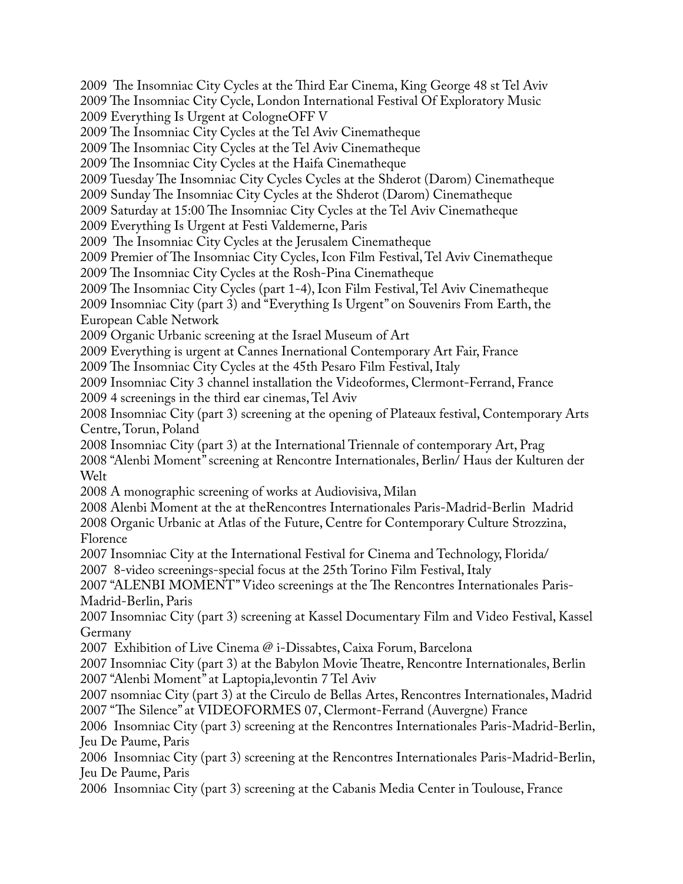2009  The Insomniac City Cycles at the Third Ear Cinema, King George 48 st Tel Aviv
2009 The Insomniac City Cycle, London International Festival Of Exploratory Music
2009 Everything Is Urgent at CologneOFF V
2009 The Insomniac City Cycles at the Tel Aviv Cinematheque
2009 The Insomniac City Cycles at the Tel Aviv Cinematheque
2009 The Insomniac City Cycles at the Haifa Cinematheque
2009 Tuesday The Insomniac City Cycles Cycles at the Shderot (Darom) Cinematheque
2009 Sunday The Insomniac City Cycles at the Shderot (Darom) Cinematheque
2009 Saturday at 15:00 The Insomniac City Cycles at the Tel Aviv Cinematheque
2009 Everything Is Urgent at Festi Valdemerne, Paris
2009  The Insomniac City Cycles at the Jerusalem Cinematheque
2009 Premier of The Insomniac City Cycles, Icon Film Festival, Tel Aviv Cinematheque
2009 The Insomniac City Cycles at the Rosh-Pina Cinematheque
2009 The Insomniac City Cycles (part 1-4), Icon Film Festival, Tel Aviv Cinematheque
2009 Insomniac City (part 3) and "Everything Is Urgent" on Souvenirs From Earth, the European Cable Network
2009 Organic Urbanic screening at the Israel Museum of Art
2009 Everything is urgent at Cannes Inernational Contemporary Art Fair, France
2009 The Insomniac City Cycles at the 45th Pesaro Film Festival, Italy
2009 Insomniac City 3 channel installation the Videoformes, Clermont-Ferrand, France
2009 4 screenings in the third ear cinemas, Tel Aviv
2008 Insomniac City (part 3) screening at the opening of Plateaux festival, Contemporary Arts Centre, Torun, Poland
2008 Insomniac City (part 3) at the International Triennale of contemporary Art, Prag
2008 "Alenbi Moment" screening at Rencontre Internationales, Berlin/ Haus der Kulturen der Welt
2008 A monographic screening of works at Audiovisiva, Milan
2008 Alenbi Moment at the at theRencontres Internationales Paris-Madrid-Berlin  Madrid
2008 Organic Urbanic at Atlas of the Future, Centre for Contemporary Culture Strozzina, Florence
2007 Insomniac City at the International Festival for Cinema and Technology, Florida/
2007  8-video screenings-special focus at the 25th Torino Film Festival, Italy
2007 "ALENBI MOMENT" Video screenings at the The Rencontres Internationales Paris-Madrid-Berlin, Paris
2007 Insomniac City (part 3) screening at Kassel Documentary Film and Video Festival, Kassel Germany
2007  Exhibition of Live Cinema @ i-Dissabtes, Caixa Forum, Barcelona
2007 Insomniac City (part 3) at the Babylon Movie Theatre, Rencontre Internationales, Berlin
2007 "Alenbi Moment" at Laptopia,levontin 7 Tel Aviv
2007 nsomniac City (part 3) at the Circulo de Bellas Artes, Rencontres Internationales, Madrid
2007 "The Silence" at VIDEOFORMES 07, Clermont-Ferrand (Auvergne) France
2006  Insomniac City (part 3) screening at the Rencontres Internationales Paris-Madrid-Berlin, Jeu De Paume, Paris
2006  Insomniac City (part 3) screening at the Rencontres Internationales Paris-Madrid-Berlin, Jeu De Paume, Paris
2006  Insomniac City (part 3) screening at the Cabanis Media Center in Toulouse, France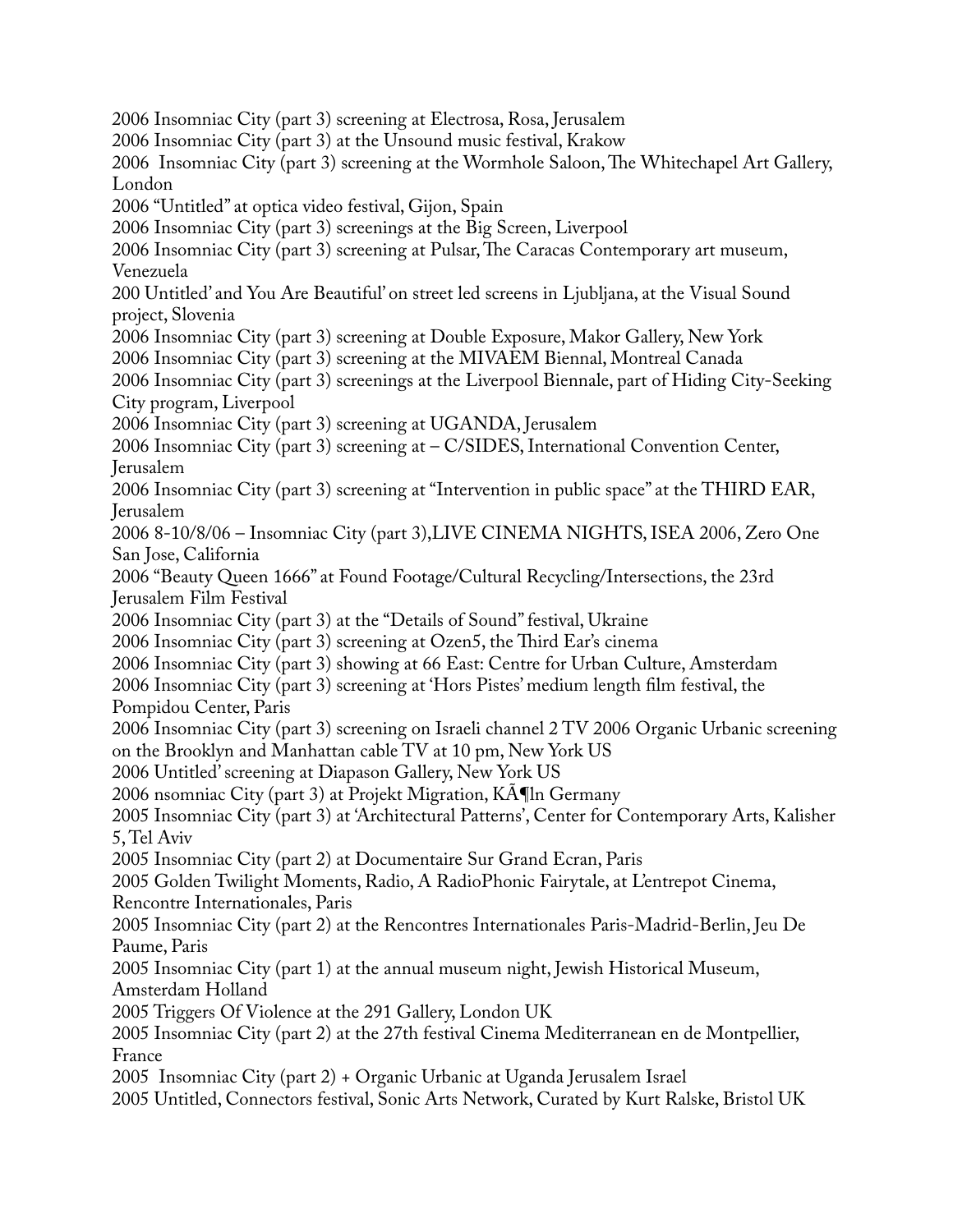2006 Insomniac City (part 3) screening at Electrosa, Rosa, Jerusalem
2006 Insomniac City (part 3) at the Unsound music festival, Krakow
2006  Insomniac City (part 3) screening at the Wormhole Saloon, The Whitechapel Art Gallery, London
2006 "Untitled" at optica video festival, Gijon, Spain
2006 Insomniac City (part 3) screenings at the Big Screen, Liverpool
2006 Insomniac City (part 3) screening at Pulsar, The Caracas Contemporary art museum, Venezuela
200 Untitled' and You Are Beautiful' on street led screens in Ljubljana, at the Visual Sound project, Slovenia
2006 Insomniac City (part 3) screening at Double Exposure, Makor Gallery, New York
2006 Insomniac City (part 3) screening at the MIVAEM Biennal, Montreal Canada
2006 Insomniac City (part 3) screenings at the Liverpool Biennale, part of Hiding City-Seeking City program, Liverpool
2006 Insomniac City (part 3) screening at UGANDA, Jerusalem
2006 Insomniac City (part 3) screening at – C/SIDES, International Convention Center, Jerusalem
2006 Insomniac City (part 3) screening at "Intervention in public space" at the THIRD EAR, Jerusalem
2006 8-10/8/06 – Insomniac City (part 3),LIVE CINEMA NIGHTS, ISEA 2006, Zero One San Jose, California
2006 "Beauty Queen 1666" at Found Footage/Cultural Recycling/Intersections, the 23rd Jerusalem Film Festival
2006 Insomniac City (part 3) at the "Details of Sound" festival, Ukraine
2006 Insomniac City (part 3) screening at Ozen5, the Third Ear's cinema
2006 Insomniac City (part 3) showing at 66 East: Centre for Urban Culture, Amsterdam
2006 Insomniac City (part 3) screening at 'Hors Pistes' medium length film festival, the Pompidou Center, Paris
2006 Insomniac City (part 3) screening on Israeli channel 2 TV 2006 Organic Urbanic screening on the Brooklyn and Manhattan cable TV at 10 pm, New York US
2006 Untitled' screening at Diapason Gallery, New York US
2006 nsomniac City (part 3) at Projekt Migration, KÃ¶ln Germany
2005 Insomniac City (part 3) at 'Architectural Patterns', Center for Contemporary Arts, Kalisher 5, Tel Aviv
2005 Insomniac City (part 2) at Documentaire Sur Grand Ecran, Paris
2005 Golden Twilight Moments, Radio, A RadioPhonic Fairytale, at L'entrepot Cinema, Rencontre Internationales, Paris
2005 Insomniac City (part 2) at the Rencontres Internationales Paris-Madrid-Berlin, Jeu De Paume, Paris
2005 Insomniac City (part 1) at the annual museum night, Jewish Historical Museum, Amsterdam Holland
2005 Triggers Of Violence at the 291 Gallery, London UK
2005 Insomniac City (part 2) at the 27th festival Cinema Mediterranean en de Montpellier, France
2005  Insomniac City (part 2) + Organic Urbanic at Uganda Jerusalem Israel
2005 Untitled, Connectors festival, Sonic Arts Network, Curated by Kurt Ralske, Bristol UK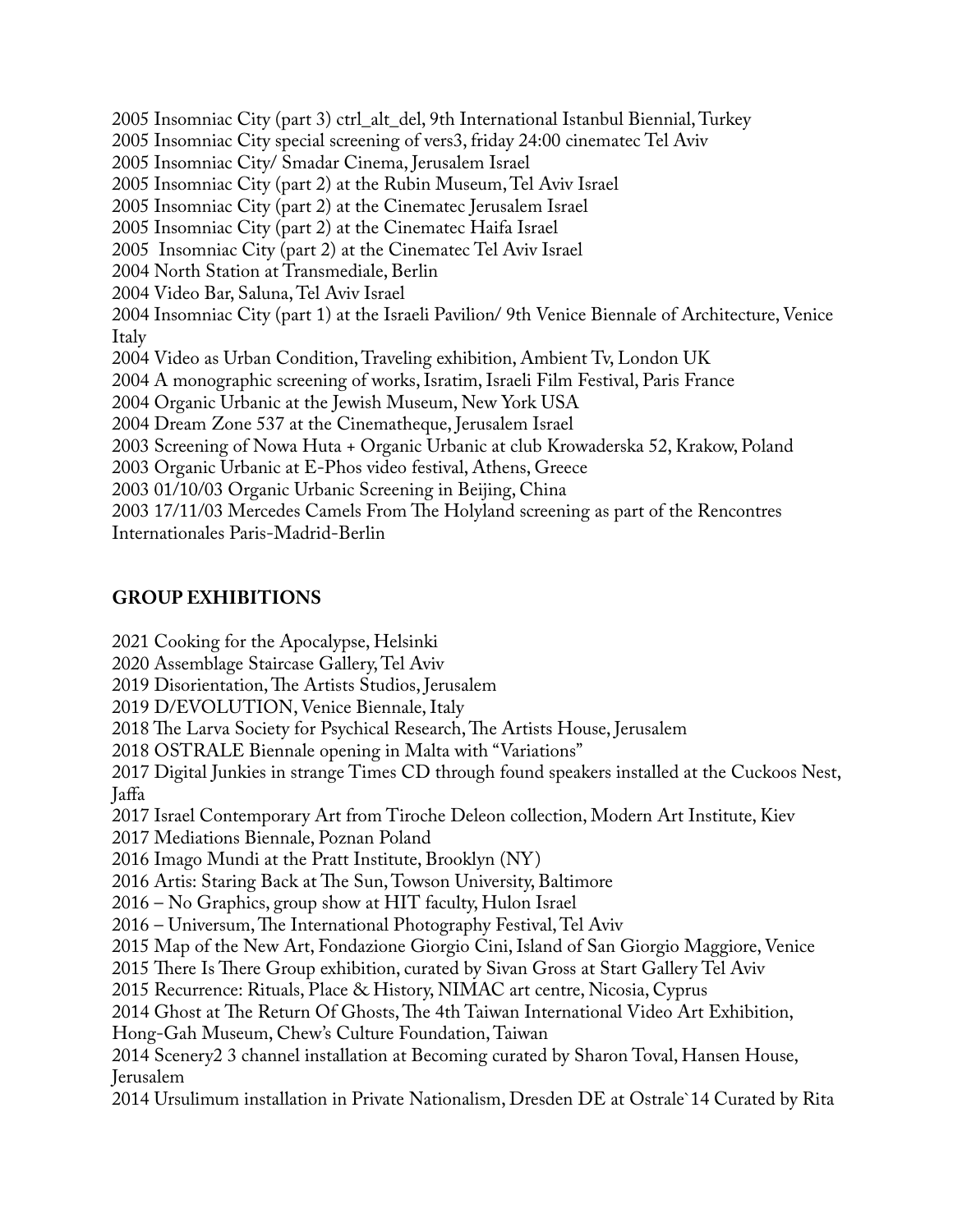2005 Insomniac City (part 3) ctrl_alt_del, 9th International Istanbul Biennial, Turkey
2005 Insomniac City special screening of vers3, friday 24:00 cinematec Tel Aviv
2005 Insomniac City/ Smadar Cinema, Jerusalem Israel
2005 Insomniac City (part 2) at the Rubin Museum, Tel Aviv Israel
2005 Insomniac City (part 2) at the Cinematec Jerusalem Israel
2005 Insomniac City (part 2) at the Cinematec Haifa Israel
2005 Insomniac City (part 2) at the Cinematec Tel Aviv Israel
2004 North Station at Transmediale, Berlin
2004 Video Bar, Saluna, Tel Aviv Israel
2004 Insomniac City (part 1) at the Israeli Pavilion/ 9th Venice Biennale of Architecture, Venice Italy
2004 Video as Urban Condition, Traveling exhibition, Ambient Tv, London UK
2004 A monographic screening of works, Isratim, Israeli Film Festival, Paris France
2004 Organic Urbanic at the Jewish Museum, New York USA
2004 Dream Zone 537 at the Cinematheque, Jerusalem Israel
2003 Screening of Nowa Huta + Organic Urbanic at club Krowaderska 52, Krakow, Poland
2003 Organic Urbanic at E-Phos video festival, Athens, Greece
2003 01/10/03 Organic Urbanic Screening in Beijing, China
2003 17/11/03 Mercedes Camels From The Holyland screening as part of the Rencontres Internationales Paris-Madrid-Berlin

## GROUP EXHIBITIONS

2021 Cooking for the Apocalypse, Helsinki
2020 Assemblage Staircase Gallery, Tel Aviv
2019 Disorientation, The Artists Studios, Jerusalem
2019 D/EVOLUTION, Venice Biennale, Italy
2018 The Larva Society for Psychical Research, The Artists House, Jerusalem
2018 OSTRALE Biennale opening in Malta with "Variations"
2017 Digital Junkies in strange Times CD through found speakers installed at the Cuckoos Nest, Jaffa
2017 Israel Contemporary Art from Tiroche Deleon collection, Modern Art Institute, Kiev
2017 Mediations Biennale, Poznan Poland
2016 Imago Mundi at the Pratt Institute, Brooklyn (NY)
2016 Artis: Staring Back at The Sun, Towson University, Baltimore
2016 – No Graphics, group show at HIT faculty, Hulon Israel
2016 – Universum, The International Photography Festival, Tel Aviv
2015 Map of the New Art, Fondazione Giorgio Cini, Island of San Giorgio Maggiore, Venice
2015 There Is There Group exhibition, curated by Sivan Gross at Start Gallery Tel Aviv
2015 Recurrence: Rituals, Place & History, NIMAC art centre, Nicosia, Cyprus
2014 Ghost at The Return Of Ghosts, The 4th Taiwan International Video Art Exhibition, Hong-Gah Museum, Chew's Culture Foundation, Taiwan
2014 Scenery2 3 channel installation at Becoming curated by Sharon Toval, Hansen House, Jerusalem
2014 Ursulimum installation in Private Nationalism, Dresden DE at Ostrale`14 Curated by Rita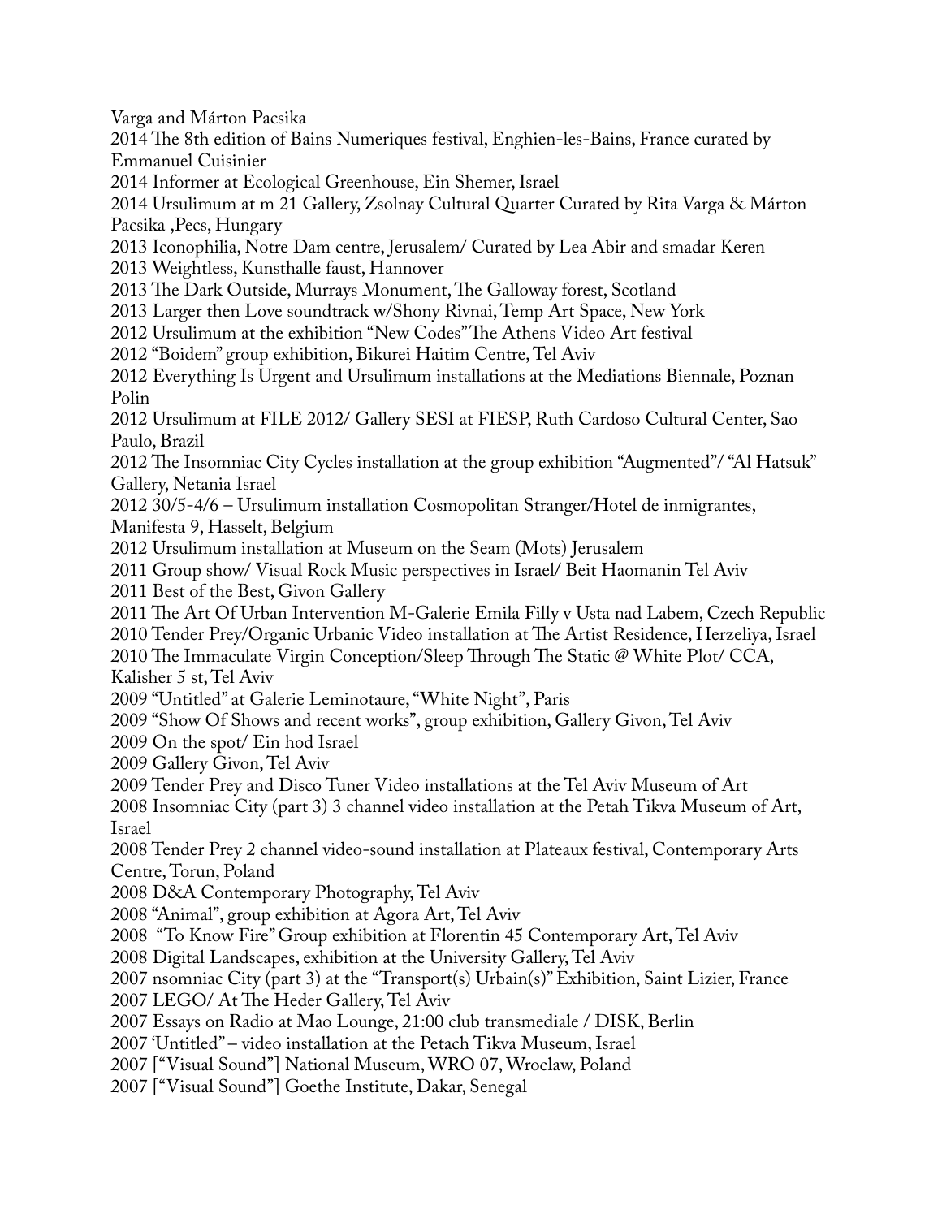Varga and Márton Pacsika

2014 The 8th edition of Bains Numeriques festival, Enghien-les-Bains, France curated by Emmanuel Cuisinier

2014 Informer at Ecological Greenhouse, Ein Shemer, Israel

2014 Ursulimum at m 21 Gallery, Zsolnay Cultural Quarter Curated by Rita Varga & Márton Pacsika ,Pecs, Hungary

2013 Iconophilia, Notre Dam centre, Jerusalem/ Curated by Lea Abir and smadar Keren

2013 Weightless, Kunsthalle faust, Hannover

2013 The Dark Outside, Murrays Monument, The Galloway forest, Scotland

2013 Larger then Love soundtrack w/Shony Rivnai, Temp Art Space, New York

2012 Ursulimum at the exhibition "New Codes" The Athens Video Art festival

2012 "Boidem" group exhibition, Bikurei Haitim Centre, Tel Aviv

2012 Everything Is Urgent and Ursulimum installations at the Mediations Biennale, Poznan Polin

2012 Ursulimum at FILE 2012/ Gallery SESI at FIESP, Ruth Cardoso Cultural Center, Sao Paulo, Brazil

2012 The Insomniac City Cycles installation at the group exhibition "Augmented"/ "Al Hatsuk" Gallery, Netania Israel

2012 30/5-4/6 – Ursulimum installation Cosmopolitan Stranger/Hotel de inmigrantes, Manifesta 9, Hasselt, Belgium

2012 Ursulimum installation at Museum on the Seam (Mots) Jerusalem

2011 Group show/ Visual Rock Music perspectives in Israel/ Beit Haomanin Tel Aviv

2011 Best of the Best, Givon Gallery

2011 The Art Of Urban Intervention M-Galerie Emila Filly v Usta nad Labem, Czech Republic

2010 Tender Prey/Organic Urbanic Video installation at The Artist Residence, Herzeliya, Israel

2010 The Immaculate Virgin Conception/Sleep Through The Static @ White Plot/ CCA, Kalisher 5 st, Tel Aviv

2009 "Untitled" at Galerie Leminotaure, "White Night", Paris

2009 "Show Of Shows and recent works", group exhibition, Gallery Givon, Tel Aviv

2009 On the spot/ Ein hod Israel

2009 Gallery Givon, Tel Aviv

2009 Tender Prey and Disco Tuner Video installations at the Tel Aviv Museum of Art

2008 Insomniac City (part 3) 3 channel video installation at the Petah Tikva Museum of Art, Israel

2008 Tender Prey 2 channel video-sound installation at Plateaux festival, Contemporary Arts Centre, Torun, Poland

2008 D&A Contemporary Photography, Tel Aviv

2008 "Animal", group exhibition at Agora Art, Tel Aviv

2008 "To Know Fire" Group exhibition at Florentin 45 Contemporary Art, Tel Aviv

2008 Digital Landscapes, exhibition at the University Gallery, Tel Aviv

2007 nsomniac City (part 3) at the "Transport(s) Urbain(s)" Exhibition, Saint Lizier, France

2007 LEGO/ At The Heder Gallery, Tel Aviv

2007 Essays on Radio at Mao Lounge, 21:00 club transmediale / DISK, Berlin

2007 'Untitled" – video installation at the Petach Tikva Museum, Israel

2007 ["Visual Sound"] National Museum, WRO 07, Wroclaw, Poland

2007 ["Visual Sound"] Goethe Institute, Dakar, Senegal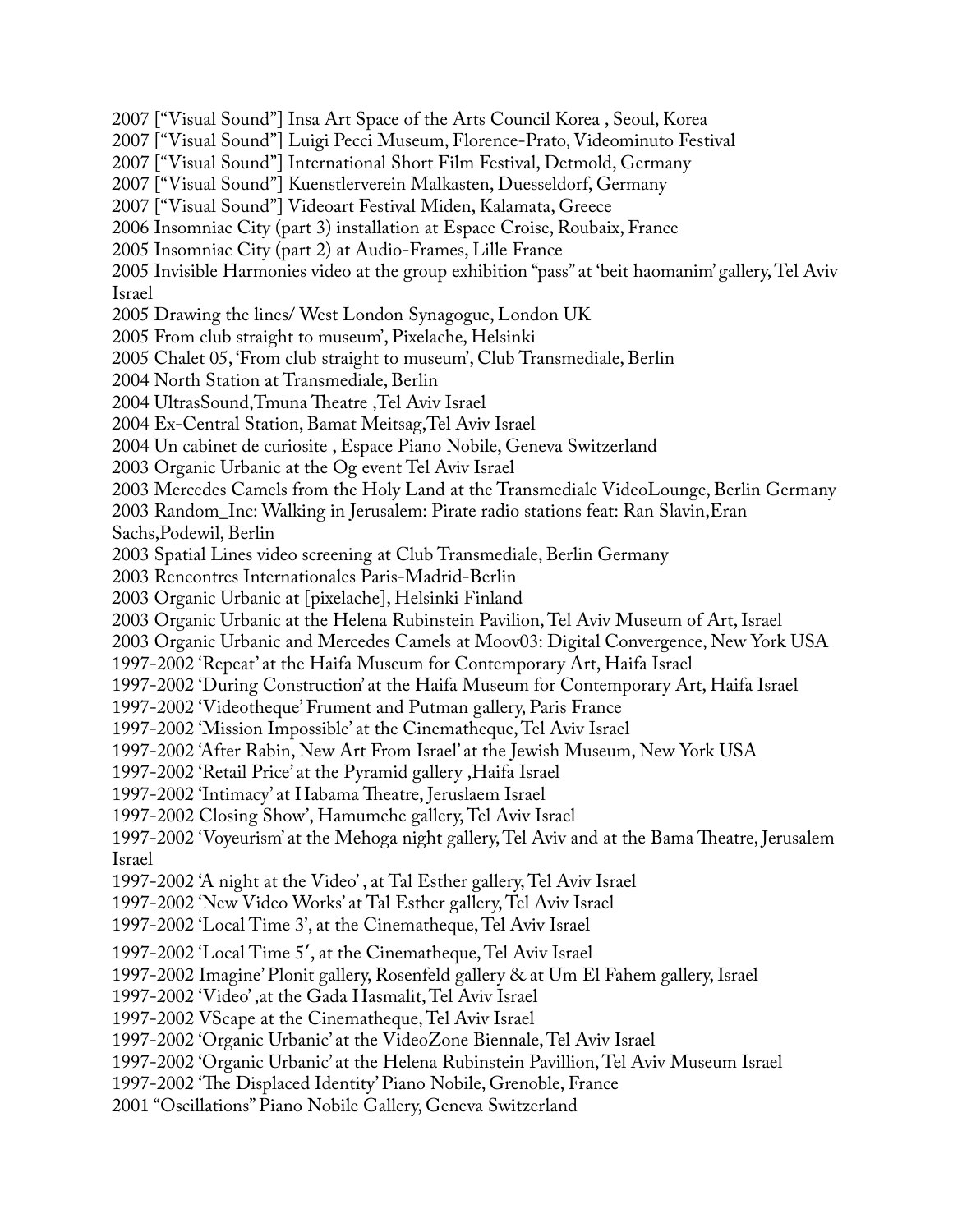2007 ["Visual Sound"] Insa Art Space of the Arts Council Korea , Seoul, Korea
2007 ["Visual Sound"] Luigi Pecci Museum, Florence-Prato, Videominuto Festival
2007 ["Visual Sound"] International Short Film Festival, Detmold, Germany
2007 ["Visual Sound"] Kuenstlerverein Malkasten, Duesseldorf, Germany
2007 ["Visual Sound"] Videoart Festival Miden, Kalamata, Greece
2006 Insomniac City (part 3) installation at Espace Croise, Roubaix, France
2005 Insomniac City (part 2) at Audio-Frames, Lille France
2005 Invisible Harmonies video at the group exhibition "pass" at 'beit haomanim' gallery, Tel Aviv Israel
2005 Drawing the lines/ West London Synagogue, London UK
2005 From club straight to museum', Pixelache, Helsinki
2005 Chalet 05, 'From club straight to museum', Club Transmediale, Berlin
2004 North Station at Transmediale, Berlin
2004 UltrasSound,Tmuna Theatre ,Tel Aviv Israel
2004 Ex-Central Station, Bamat Meitsag,Tel Aviv Israel
2004 Un cabinet de curiosite , Espace Piano Nobile, Geneva Switzerland
2003 Organic Urbanic at the Og event Tel Aviv Israel
2003 Mercedes Camels from the Holy Land at the Transmediale VideoLounge, Berlin Germany
2003 Random_Inc: Walking in Jerusalem: Pirate radio stations feat: Ran Slavin,Eran Sachs,Podewil, Berlin
2003 Spatial Lines video screening at Club Transmediale, Berlin Germany
2003 Rencontres Internationales Paris-Madrid-Berlin
2003 Organic Urbanic at [pixelache], Helsinki Finland
2003 Organic Urbanic at the Helena Rubinstein Pavilion, Tel Aviv Museum of Art, Israel
2003 Organic Urbanic and Mercedes Camels at Moov03: Digital Convergence, New York USA
1997-2002 'Repeat' at the Haifa Museum for Contemporary Art, Haifa Israel
1997-2002 'During Construction' at the Haifa Museum for Contemporary Art, Haifa Israel
1997-2002 'Videotheque' Frument and Putman gallery, Paris France
1997-2002 'Mission Impossible' at the Cinematheque, Tel Aviv Israel
1997-2002 'After Rabin, New Art From Israel' at the Jewish Museum, New York USA
1997-2002 'Retail Price' at the Pyramid gallery ,Haifa Israel
1997-2002 'Intimacy' at Habama Theatre, Jeruslaem Israel
1997-2002 Closing Show', Hamumche gallery, Tel Aviv Israel
1997-2002 'Voyeurism' at the Mehoga night gallery, Tel Aviv and at the Bama Theatre, Jerusalem Israel
1997-2002 'A night at the Video' , at Tal Esther gallery, Tel Aviv Israel
1997-2002 'New Video Works' at Tal Esther gallery, Tel Aviv Israel
1997-2002 'Local Time 3', at the Cinematheque, Tel Aviv Israel
1997-2002 'Local Time 5', at the Cinematheque, Tel Aviv Israel
1997-2002 Imagine' Plonit gallery, Rosenfeld gallery & at Um El Fahem gallery, Israel
1997-2002 'Video' ,at the Gada Hasmalit, Tel Aviv Israel
1997-2002 VScape at the Cinematheque, Tel Aviv Israel
1997-2002 'Organic Urbanic' at the VideoZone Biennale, Tel Aviv Israel
1997-2002 'Organic Urbanic' at the Helena Rubinstein Pavillion, Tel Aviv Museum Israel
1997-2002 'The Displaced Identity' Piano Nobile, Grenoble, France
2001 "Oscillations" Piano Nobile Gallery, Geneva Switzerland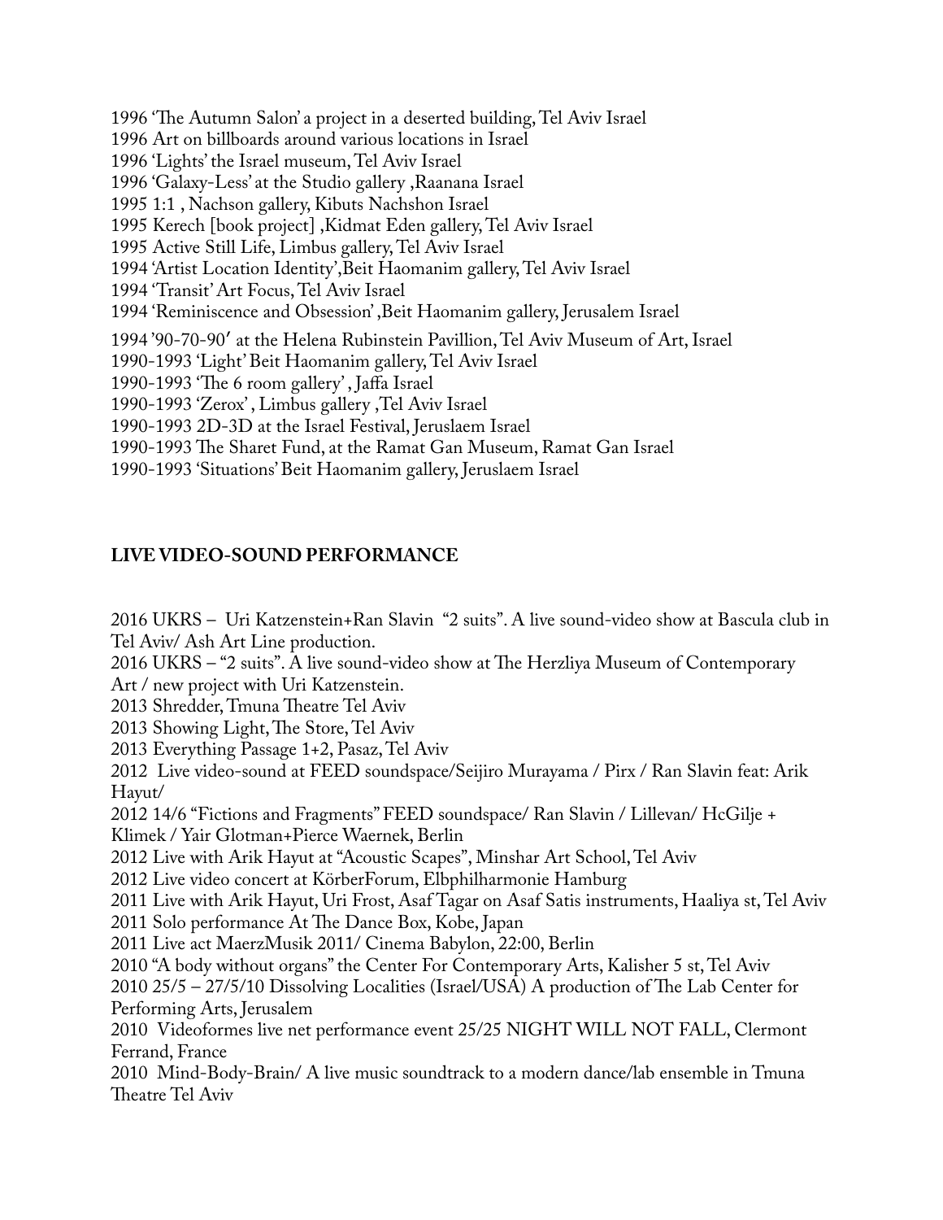1996 'The Autumn Salon' a project in a deserted building, Tel Aviv Israel
1996 Art on billboards around various locations in Israel
1996 'Lights' the Israel museum, Tel Aviv Israel
1996 'Galaxy-Less' at the Studio gallery ,Raanana Israel
1995 1:1 , Nachson gallery, Kibuts Nachshon Israel
1995 Kerech [book project] ,Kidmat Eden gallery, Tel Aviv Israel
1995 Active Still Life, Limbus gallery, Tel Aviv Israel
1994 'Artist Location Identity',Beit Haomanim gallery, Tel Aviv Israel
1994 'Transit' Art Focus, Tel Aviv Israel
1994 'Reminiscence and Obsession' ,Beit Haomanim gallery, Jerusalem Israel
1994 '90-70-90′ at the Helena Rubinstein Pavillion, Tel Aviv Museum of Art, Israel
1990-1993 'Light' Beit Haomanim gallery, Tel Aviv Israel
1990-1993 'The 6 room gallery' , Jaffa Israel
1990-1993 'Zerox' , Limbus gallery ,Tel Aviv Israel
1990-1993 2D-3D at the Israel Festival, Jeruslaem Israel
1990-1993 The Sharet Fund, at the Ramat Gan Museum, Ramat Gan Israel
1990-1993 'Situations' Beit Haomanim gallery, Jeruslaem Israel

## LIVE VIDEO-SOUND PERFORMANCE

2016 UKRS – Uri Katzenstein+Ran Slavin "2 suits". A live sound-video show at Bascula club in Tel Aviv/ Ash Art Line production.
2016 UKRS – "2 suits". A live sound-video show at The Herzliya Museum of Contemporary Art / new project with Uri Katzenstein.
2013 Shredder, Tmuna Theatre Tel Aviv
2013 Showing Light, The Store, Tel Aviv
2013 Everything Passage 1+2, Pasaz, Tel Aviv
2012 Live video-sound at FEED soundspace/Seijiro Murayama / Pirx / Ran Slavin feat: Arik Hayut/
2012 14/6 "Fictions and Fragments" FEED soundspace/ Ran Slavin / Lillevan/ HcGilje + Klimek / Yair Glotman+Pierce Waernek, Berlin
2012 Live with Arik Hayut at "Acoustic Scapes", Minshar Art School, Tel Aviv
2012 Live video concert at KörberForum, Elbphilharmonie Hamburg
2011 Live with Arik Hayut, Uri Frost, Asaf Tagar on Asaf Satis instruments, Haaliya st, Tel Aviv
2011 Solo performance At The Dance Box, Kobe, Japan
2011 Live act MaerzMusik 2011/ Cinema Babylon, 22:00, Berlin
2010 "A body without organs" the Center For Contemporary Arts, Kalisher 5 st, Tel Aviv
2010 25/5 – 27/5/10 Dissolving Localities (Israel/USA) A production of The Lab Center for Performing Arts, Jerusalem
2010 Videoformes live net performance event 25/25 NIGHT WILL NOT FALL, Clermont Ferrand, France
2010 Mind-Body-Brain/ A live music soundtrack to a modern dance/lab ensemble in Tmuna Theatre Tel Aviv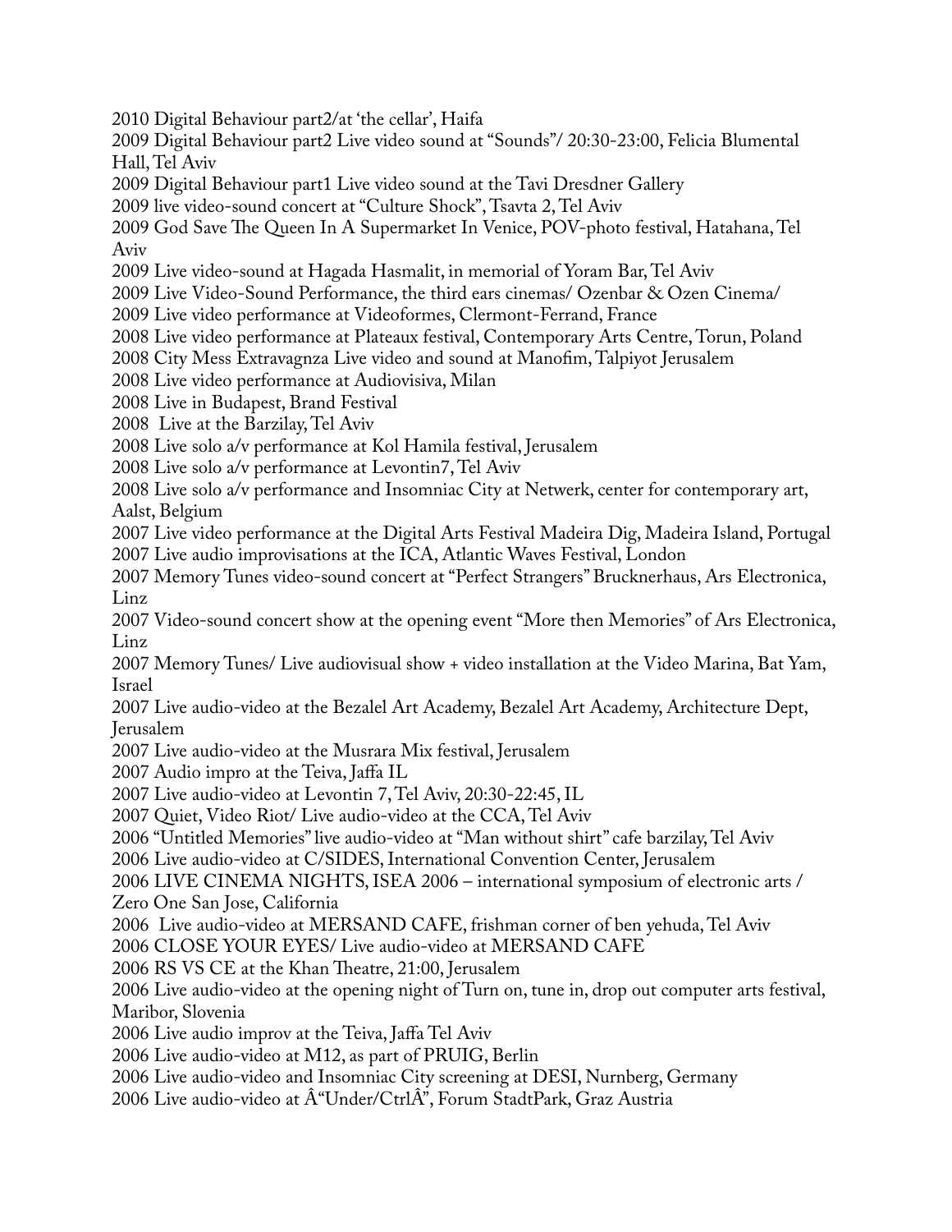2010 Digital Behaviour part2/at 'the cellar', Haifa

2009 Digital Behaviour part2 Live video sound at "Sounds"/ 20:30-23:00, Felicia Blumental Hall, Tel Aviv

2009 Digital Behaviour part1 Live video sound at the Tavi Dresdner Gallery

2009 live video-sound concert at "Culture Shock", Tsavta 2, Tel Aviv

2009 God Save The Queen In A Supermarket In Venice, POV-photo festival, Hatahana, Tel Aviv

2009 Live video-sound at Hagada Hasmalit, in memorial of Yoram Bar, Tel Aviv

2009 Live Video-Sound Performance, the third ears cinemas/ Ozenbar & Ozen Cinema/

2009 Live video performance at Videoformes, Clermont-Ferrand, France

2008 Live video performance at Plateaux festival, Contemporary Arts Centre, Torun, Poland

2008 City Mess Extravagnza Live video and sound at Manofim, Talpiyot Jerusalem

2008 Live video performance at Audiovisiva, Milan

2008 Live in Budapest, Brand Festival

2008 Live at the Barzilay, Tel Aviv

2008 Live solo a/v performance at Kol Hamila festival, Jerusalem

2008 Live solo a/v performance at Levontin7, Tel Aviv

2008 Live solo a/v performance and Insomniac City at Netwerk, center for contemporary art, Aalst, Belgium

2007 Live video performance at the Digital Arts Festival Madeira Dig, Madeira Island, Portugal

2007 Live audio improvisations at the ICA, Atlantic Waves Festival, London

2007 Memory Tunes video-sound concert at "Perfect Strangers" Brucknerhaus, Ars Electronica, Linz

2007 Video-sound concert show at the opening event "More then Memories" of Ars Electronica, Linz

2007 Memory Tunes/ Live audiovisual show + video installation at the Video Marina, Bat Yam, Israel

2007 Live audio-video at the Bezalel Art Academy, Bezalel Art Academy, Architecture Dept, Jerusalem

2007 Live audio-video at the Musrara Mix festival, Jerusalem

2007 Audio impro at the Teiva, Jaffa IL

2007 Live audio-video at Levontin 7, Tel Aviv, 20:30-22:45, IL

2007 Quiet, Video Riot/ Live audio-video at the CCA, Tel Aviv

2006 "Untitled Memories" live audio-video at "Man without shirt" cafe barzilay, Tel Aviv

2006 Live audio-video at C/SIDES, International Convention Center, Jerusalem

2006 LIVE CINEMA NIGHTS, ISEA 2006 – international symposium of electronic arts / Zero One San Jose, California

2006 Live audio-video at MERSAND CAFE, frishman corner of ben yehuda, Tel Aviv

2006 CLOSE YOUR EYES/ Live audio-video at MERSAND CAFE

2006 RS VS CE at the Khan Theatre, 21:00, Jerusalem

2006 Live audio-video at the opening night of Turn on, tune in, drop out computer arts festival, Maribor, Slovenia

2006 Live audio improv at the Teiva, Jaffa Tel Aviv

2006 Live audio-video at M12, as part of PRUIG, Berlin

2006 Live audio-video and Insomniac City screening at DESI, Nurnberg, Germany

2006 Live audio-video at Â"Under/CtrlÂ", Forum StadtPark, Graz Austria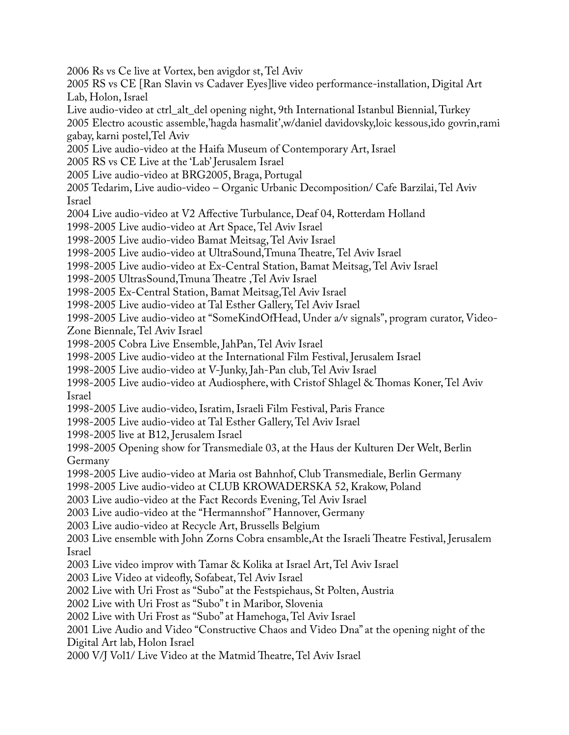2006 Rs vs Ce live at Vortex, ben avigdor st, Tel Aviv

2005 RS vs CE [Ran Slavin vs Cadaver Eyes]live video performance-installation, Digital Art Lab, Holon, Israel

Live audio-video at ctrl_alt_del opening night, 9th International Istanbul Biennial, Turkey

2005 Electro acoustic assemble,'hagda hasmalit',w/daniel davidovsky,loic kessous,ido govrin,rami gabay, karni postel,Tel Aviv

2005 Live audio-video at the Haifa Museum of Contemporary Art, Israel

2005 RS vs CE Live at the 'Lab' Jerusalem Israel

2005 Live audio-video at BRG2005, Braga, Portugal

2005 Tedarim, Live audio-video – Organic Urbanic Decomposition/ Cafe Barzilai, Tel Aviv Israel

2004 Live audio-video at V2 Affective Turbulance, Deaf 04, Rotterdam Holland

1998-2005 Live audio-video at Art Space, Tel Aviv Israel

1998-2005 Live audio-video Bamat Meitsag, Tel Aviv Israel

1998-2005 Live audio-video at UltraSound,Tmuna Theatre, Tel Aviv Israel

1998-2005 Live audio-video at Ex-Central Station, Bamat Meitsag, Tel Aviv Israel

1998-2005 UltrasSound,Tmuna Theatre ,Tel Aviv Israel

1998-2005 Ex-Central Station, Bamat Meitsag,Tel Aviv Israel

1998-2005 Live audio-video at Tal Esther Gallery, Tel Aviv Israel

1998-2005 Live audio-video at "SomeKindOfHead, Under a/v signals", program curator, Video-Zone Biennale, Tel Aviv Israel

1998-2005 Cobra Live Ensemble, JahPan, Tel Aviv Israel

1998-2005 Live audio-video at the International Film Festival, Jerusalem Israel

1998-2005 Live audio-video at V-Junky, Jah-Pan club, Tel Aviv Israel

1998-2005 Live audio-video at Audiosphere, with Cristof Shlagel & Thomas Koner, Tel Aviv Israel

1998-2005 Live audio-video, Isratim, Israeli Film Festival, Paris France

1998-2005 Live audio-video at Tal Esther Gallery, Tel Aviv Israel

1998-2005 live at B12, Jerusalem Israel

1998-2005 Opening show for Transmediale 03, at the Haus der Kulturen Der Welt, Berlin Germany

1998-2005 Live audio-video at Maria ost Bahnhof, Club Transmediale, Berlin Germany

1998-2005 Live audio-video at CLUB KROWADERSKA 52, Krakow, Poland

2003 Live audio-video at the Fact Records Evening, Tel Aviv Israel

2003 Live audio-video at the "Hermannshof" Hannover, Germany

2003 Live audio-video at Recycle Art, Brussells Belgium

2003 Live ensemble with John Zorns Cobra ensamble,At the Israeli Theatre Festival, Jerusalem Israel

2003 Live video improv with Tamar & Kolika at Israel Art, Tel Aviv Israel

2003 Live Video at videofly, Sofabeat, Tel Aviv Israel

2002 Live with Uri Frost as "Subo" at the Festspiehaus, St Polten, Austria

2002 Live with Uri Frost as "Subo" t in Maribor, Slovenia

2002 Live with Uri Frost as "Subo" at Hamehoga, Tel Aviv Israel

2001 Live Audio and Video "Constructive Chaos and Video Dna" at the opening night of the Digital Art lab, Holon Israel

2000 V/J Vol1/ Live Video at the Matmid Theatre, Tel Aviv Israel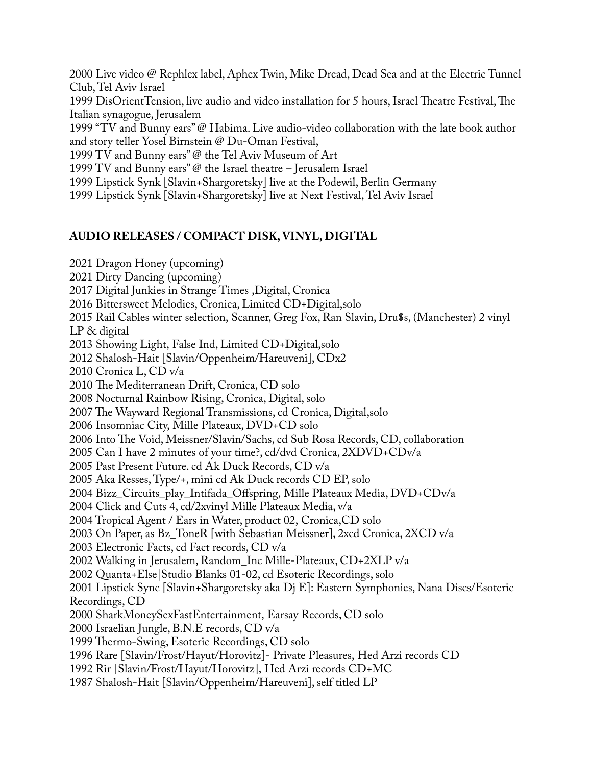2000 Live video @ Rephlex label, Aphex Twin, Mike Dread, Dead Sea and at the Electric Tunnel Club, Tel Aviv Israel

1999 DisOrientTension, live audio and video installation for 5 hours, Israel Theatre Festival, The Italian synagogue, Jerusalem

1999 "TV and Bunny ears" @ Habima. Live audio-video collaboration with the late book author and story teller Yosel Birnstein @ Du-Oman Festival,

1999 TV and Bunny ears" @ the Tel Aviv Museum of Art

1999 TV and Bunny ears" @ the Israel theatre – Jerusalem Israel

1999 Lipstick Synk [Slavin+Shargoretsky] live at the Podewil, Berlin Germany

1999 Lipstick Synk [Slavin+Shargoretsky] live at Next Festival, Tel Aviv Israel

## AUDIO RELEASES / COMPACT DISK, VINYL, DIGITAL

2021 Dragon Honey (upcoming)

2021 Dirty Dancing (upcoming)

2017 Digital Junkies in Strange Times ,Digital, Cronica

2016 Bittersweet Melodies, Cronica, Limited CD+Digital,solo

2015 Rail Cables winter selection, Scanner, Greg Fox, Ran Slavin, Dru$s, (Manchester) 2 vinyl LP & digital

2013 Showing Light, False Ind, Limited CD+Digital,solo

2012 Shalosh-Hait [Slavin/Oppenheim/Hareuveni], CDx2

2010 Cronica L, CD v/a

2010 The Mediterranean Drift, Cronica, CD solo

2008 Nocturnal Rainbow Rising, Cronica, Digital, solo

2007 The Wayward Regional Transmissions, cd Cronica, Digital,solo

2006 Insomniac City, Mille Plateaux, DVD+CD solo

2006 Into The Void, Meissner/Slavin/Sachs, cd Sub Rosa Records, CD, collaboration

2005 Can I have 2 minutes of your time?, cd/dvd Cronica, 2XDVD+CDv/a

2005 Past Present Future. cd Ak Duck Records, CD v/a

2005 Aka Resses, Type/+, mini cd Ak Duck records CD EP, solo

2004 Bizz_Circuits_play_Intifada_Offspring, Mille Plateaux Media, DVD+CDv/a

2004 Click and Cuts 4, cd/2xvinyl Mille Plateaux Media, v/a

2004 Tropical Agent / Ears in Water, product 02, Cronica,CD solo

2003 On Paper, as Bz_ToneR [with Sebastian Meissner], 2xcd Cronica, 2XCD v/a

2003 Electronic Facts, cd Fact records, CD v/a

2002 Walking in Jerusalem, Random_Inc Mille-Plateaux, CD+2XLP v/a

2002 Quanta+Else|Studio Blanks 01-02, cd Esoteric Recordings, solo

2001 Lipstick Sync [Slavin+Shargoretsky aka Dj E]: Eastern Symphonies, Nana Discs/Esoteric Recordings, CD

2000 SharkMoneySexFastEntertainment, Earsay Records, CD solo

2000 Israelian Jungle, B.N.E records, CD v/a

1999 Thermo-Swing, Esoteric Recordings, CD solo

1996 Rare [Slavin/Frost/Hayut/Horovitz]- Private Pleasures, Hed Arzi records CD

1992 Rir [Slavin/Frost/Hayut/Horovitz], Hed Arzi records CD+MC

1987 Shalosh-Hait [Slavin/Oppenheim/Hareuveni], self titled LP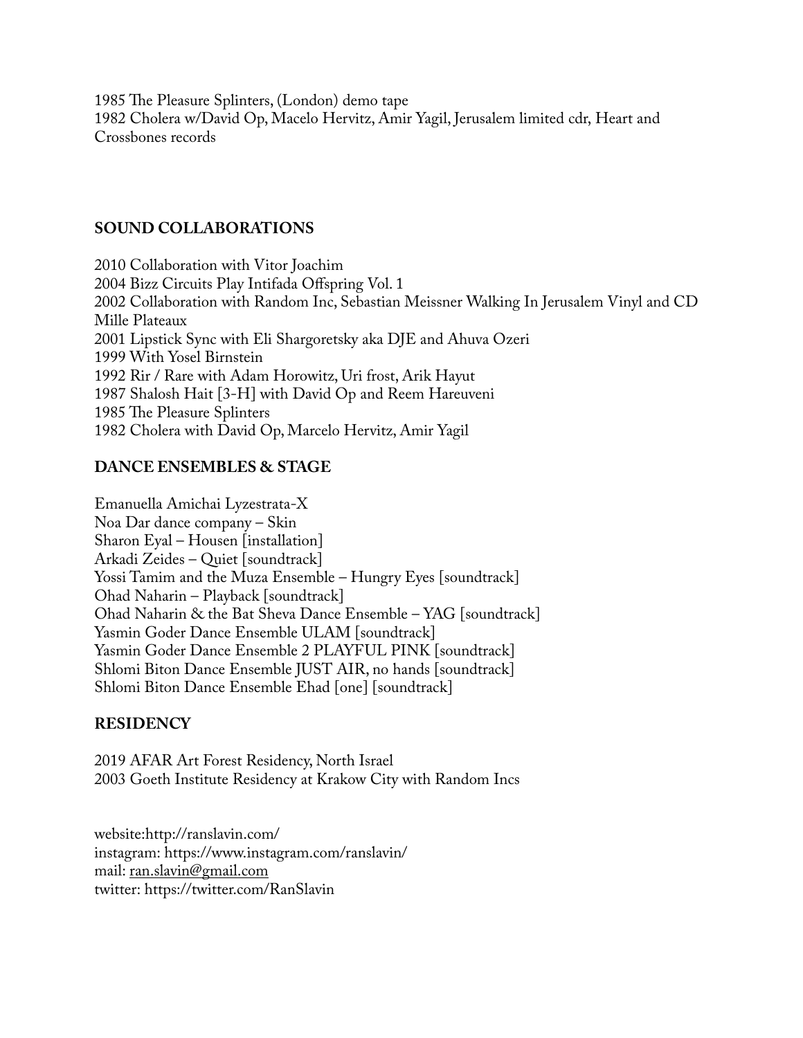1985 The Pleasure Splinters, (London) demo tape
1982 Cholera w/David Op, Macelo Hervitz, Amir Yagil, Jerusalem limited cdr, Heart and Crossbones records

## SOUND COLLABORATIONS

2010 Collaboration with Vitor Joachim
2004 Bizz Circuits Play Intifada Offspring Vol. 1
2002 Collaboration with Random Inc, Sebastian Meissner Walking In Jerusalem Vinyl and CD Mille Plateaux
2001 Lipstick Sync with Eli Shargoretsky aka DJE and Ahuva Ozeri
1999 With Yosel Birnstein
1992 Rir / Rare with Adam Horowitz, Uri frost, Arik Hayut
1987 Shalosh Hait [3-H] with David Op and Reem Hareuveni
1985 The Pleasure Splinters
1982 Cholera with David Op, Marcelo Hervitz, Amir Yagil

## DANCE ENSEMBLES & STAGE

Emanuella Amichai Lyzestrata-X
Noa Dar dance company – Skin
Sharon Eyal – Housen [installation]
Arkadi Zeides – Quiet [soundtrack]
Yossi Tamim and the Muza Ensemble – Hungry Eyes [soundtrack]
Ohad Naharin – Playback [soundtrack]
Ohad Naharin & the Bat Sheva Dance Ensemble – YAG [soundtrack]
Yasmin Goder Dance Ensemble ULAM [soundtrack]
Yasmin Goder Dance Ensemble 2 PLAYFUL PINK [soundtrack]
Shlomi Biton Dance Ensemble JUST AIR, no hands [soundtrack]
Shlomi Biton Dance Ensemble Ehad [one] [soundtrack]

## RESIDENCY

2019 AFAR Art Forest Residency, North Israel
2003 Goeth Institute Residency at Krakow City with Random Incs

website:http://ranslavin.com/
instagram: https://www.instagram.com/ranslavin/
mail: ran.slavin@gmail.com
twitter: https://twitter.com/RanSlavin